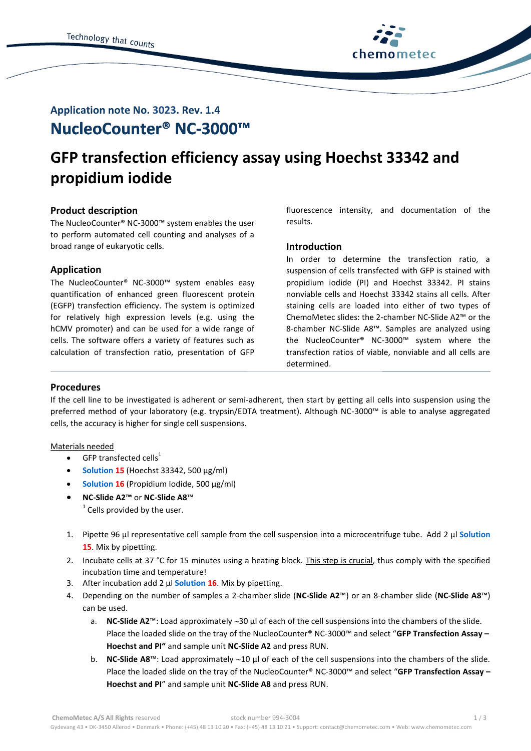## Application note No. 3023. Rev. 1.4

# NucleoCounter® NC-3000™

# GFP transfection efficiency assay using Hoechst 33342 and propidium iodide

## Product description

The NucleoCounter® NC-3000™ system enables the user to perform automated cell counting and analyses of a broad range of eukaryotic cells.

## Application

The NucleoCounter® NC-3000™ system enables easy quantification of enhanced green fluorescent protein (EGFP) transfection efficiency. The system is optimized for relatively high expression levels (e.g. using the hCMV promoter) and can be used for a wide range of cells. The software offers a variety of features such as calculation of transfection ratio, presentation of GFP fluorescence intensity, and documentation of the results.

## Introduction

In order to determine the transfection ratio, a suspension of cells transfected with GFP is stained with propidium iodide (PI) and Hoechst 33342. PI stains nonviable cells and Hoechst 33342 stains all cells. After staining cells are loaded into either of two types of ChemoMetec slides: the 2-chamber NC-Slide A2™ or the 8-chamber NC-Slide A8™. Samples are analyzed using the NucleoCounter® NC-3000™ system where the transfection ratios of viable, nonviable and all cells are determined.

## Procedures

If the cell line to be investigated is adherent or semi-adherent, then start by getting all cells into suspension using the preferred method of your laboratory (e.g. trypsin/EDTA treatment). Although NC-3000™ is able to analyse aggregated cells, the accuracy is higher for single cell suspensions.

Materials needed

- GFP transfected cells[1]
- **Solution 15** (Hoechst 33342, 500 µg/ml)
- **Solution 16** (Propidium Iodide, 500 µg/ml)
- **NC-Slide A2™** or **NC-Slide A8**™

[1] Cells provided by the user.

1. Pipette 96 µl representative cell sample from the cell suspension into a microcentrifuge tube. Add 2 µl **Solution 15**. Mix by pipetting.
2. Incubate cells at 37 °C for 15 minutes using a heating block. This step is crucial, thus comply with the specified incubation time and temperature!
3. After incubation add 2 µl **Solution 16**. Mix by pipetting.
4. Depending on the number of samples a 2-chamber slide (**NC-Slide A2**™) or an 8-chamber slide (**NC-Slide A8**™) can be used.
   a. **NC-Slide A2**™: Load approximately ~30 µl of each of the cell suspensions into the chambers of the slide. Place the loaded slide on the tray of the NucleoCounter® NC-3000™ and select "**GFP Transfection Assay – Hoechst and PI"** and sample unit **NC-Slide A2** and press RUN.
   b. **NC-Slide A8**™: Load approximately ~10 µl of each of the cell suspensions into the chambers of the slide. Place the loaded slide on the tray of the NucleoCounter® NC-3000™ and select "**GFP Transfection Assay – Hoechst and PI**" and sample unit **NC-Slide A8** and press RUN.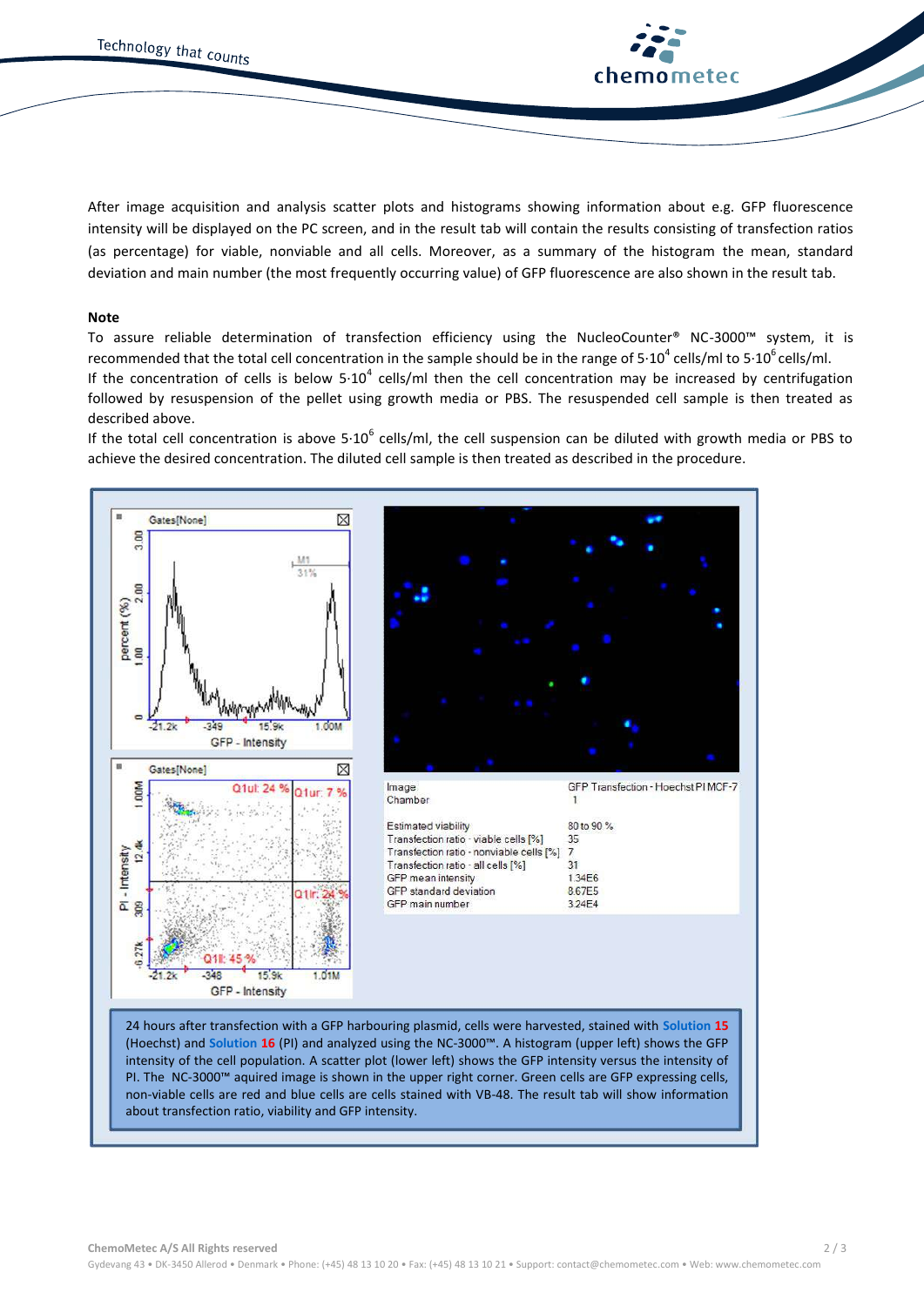After image acquisition and analysis scatter plots and histograms showing information about e.g. GFP fluorescence intensity will be displayed on the PC screen, and in the result tab will contain the results consisting of transfection ratios (as percentage) for viable, nonviable and all cells. Moreover, as a summary of the histogram the mean, standard deviation and main number (the most frequently occurring value) of GFP fluorescence are also shown in the result tab.

**Note**

To assure reliable determination of transfection efficiency using the NucleoCounter® NC-3000™ system, it is recommended that the total cell concentration in the sample should be in the range of $5 \cdot 10^4$ cells/ml to $5 \cdot 10^6$ cells/ml.

If the concentration of cells is below $5 \cdot 10^4$ cells/ml then the cell concentration may be increased by centrifugation followed by resuspension of the pellet using growth media or PBS. The resuspended cell sample is then treated as described above.

If the total cell concentration is above $5 \cdot 10^6$ cells/ml, the cell suspension can be diluted with growth media or PBS to achieve the desired concentration. The diluted cell sample is then treated as described in the procedure.

| Image | GFP Transfection - Hoechst PI MCF-7 |
|---|---|
| Chamber | 1 |
| Estimated viability | 80 to 90 % |
| Transfection ratio - viable cells [%] | 35 |
| Transfection ratio - nonviable cells [%] | 7 |
| Transfection ratio - all cells [%] | 31 |
| GFP mean intensity | 1.34E6 |
| GFP standard deviation | 8.67E5 |
| GFP main number | 3.24E4 |

24 hours after transfection with a GFP harbouring plasmid, cells were harvested, stained with Solution 15 (Hoechst) and Solution 16 (PI) and analyzed using the NC-3000™. A histogram (upper left) shows the GFP intensity of the cell population. A scatter plot (lower left) shows the GFP intensity versus the intensity of PI. The NC-3000™ aquired image is shown in the upper right corner. Green cells are GFP expressing cells, non-viable cells are red and blue cells are cells stained with VB-48. The result tab will show information about transfection ratio, viability and GFP intensity.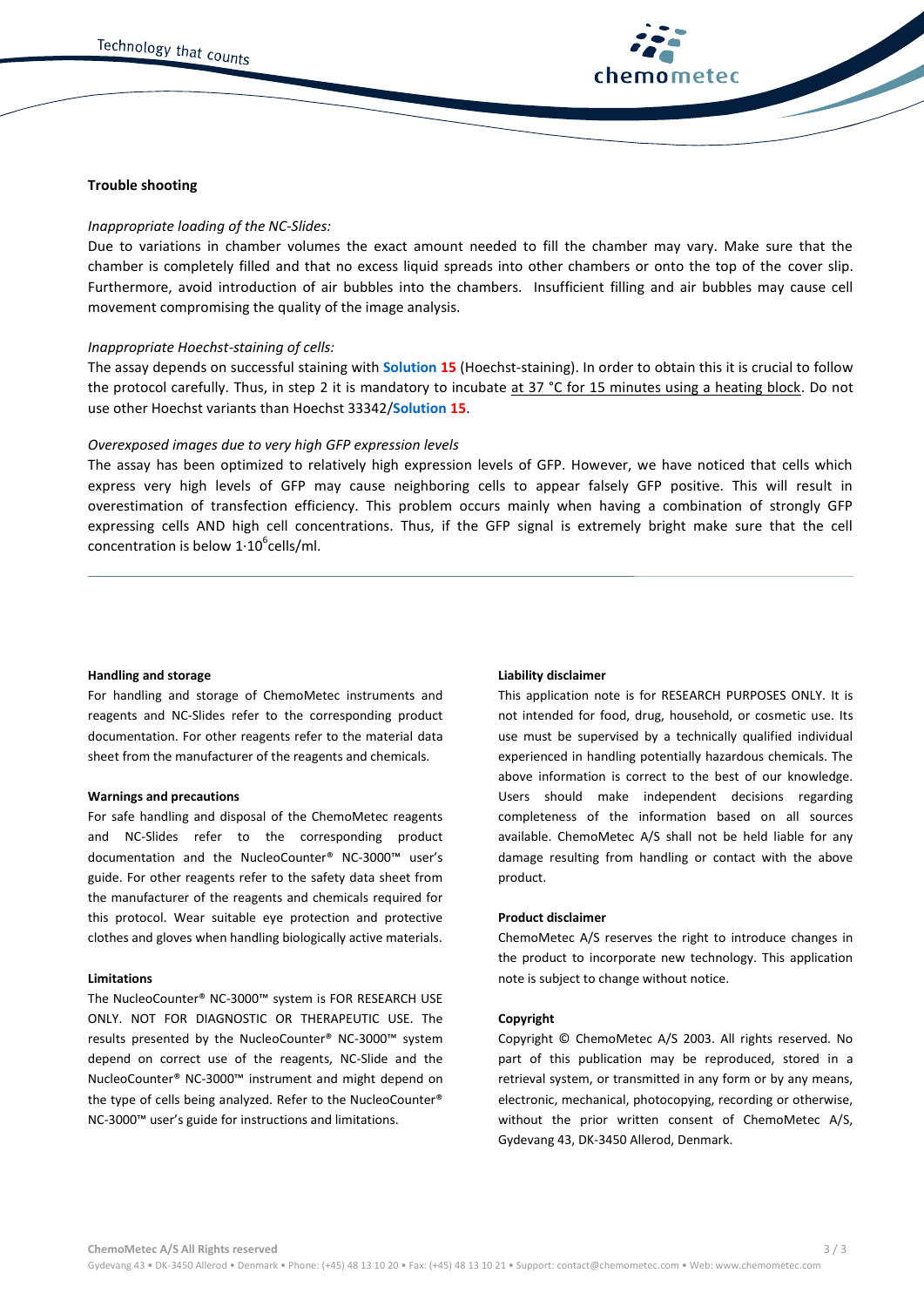## Trouble shooting

*Inappropriate loading of the NC-Slides:*

Due to variations in chamber volumes the exact amount needed to fill the chamber may vary. Make sure that the chamber is completely filled and that no excess liquid spreads into other chambers or onto the top of the cover slip. Furthermore, avoid introduction of air bubbles into the chambers. Insufficient filling and air bubbles may cause cell movement compromising the quality of the image analysis.

*Inappropriate Hoechst-staining of cells:*

The assay depends on successful staining with **Solution 15** (Hoechst-staining). In order to obtain this it is crucial to follow the protocol carefully. Thus, in step 2 it is mandatory to incubate at 37 °C for 15 minutes using a heating block. Do not use other Hoechst variants than Hoechst 33342/**Solution 15**.

*Overexposed images due to very high GFP expression levels*

The assay has been optimized to relatively high expression levels of GFP. However, we have noticed that cells which express very high levels of GFP may cause neighboring cells to appear falsely GFP positive. This will result in overestimation of transfection efficiency. This problem occurs mainly when having a combination of strongly GFP expressing cells AND high cell concentrations. Thus, if the GFP signal is extremely bright make sure that the cell concentration is below $1 \cdot 10^6$ cells/ml.

---

**Handling and storage**

For handling and storage of ChemoMetec instruments and reagents and NC-Slides refer to the corresponding product documentation. For other reagents refer to the material data sheet from the manufacturer of the reagents and chemicals.

**Warnings and precautions**

For safe handling and disposal of the ChemoMetec reagents and NC-Slides refer to the corresponding product documentation and the NucleoCounter® NC-3000™ user's guide. For other reagents refer to the safety data sheet from the manufacturer of the reagents and chemicals required for this protocol. Wear suitable eye protection and protective clothes and gloves when handling biologically active materials.

**Limitations**

The NucleoCounter® NC-3000™ system is FOR RESEARCH USE ONLY. NOT FOR DIAGNOSTIC OR THERAPEUTIC USE. The results presented by the NucleoCounter® NC-3000™ system depend on correct use of the reagents, NC-Slide and the NucleoCounter® NC-3000™ instrument and might depend on the type of cells being analyzed. Refer to the NucleoCounter® NC-3000™ user's guide for instructions and limitations.

**Liability disclaimer**

This application note is for RESEARCH PURPOSES ONLY. It is not intended for food, drug, household, or cosmetic use. Its use must be supervised by a technically qualified individual experienced in handling potentially hazardous chemicals. The above information is correct to the best of our knowledge. Users should make independent decisions regarding completeness of the information based on all sources available. ChemoMetec A/S shall not be held liable for any damage resulting from handling or contact with the above product.

**Product disclaimer**

ChemoMetec A/S reserves the right to introduce changes in the product to incorporate new technology. This application note is subject to change without notice.

**Copyright**

Copyright © ChemoMetec A/S 2003. All rights reserved. No part of this publication may be reproduced, stored in a retrieval system, or transmitted in any form or by any means, electronic, mechanical, photocopying, recording or otherwise, without the prior written consent of ChemoMetec A/S, Gydevang 43, DK-3450 Allerod, Denmark.